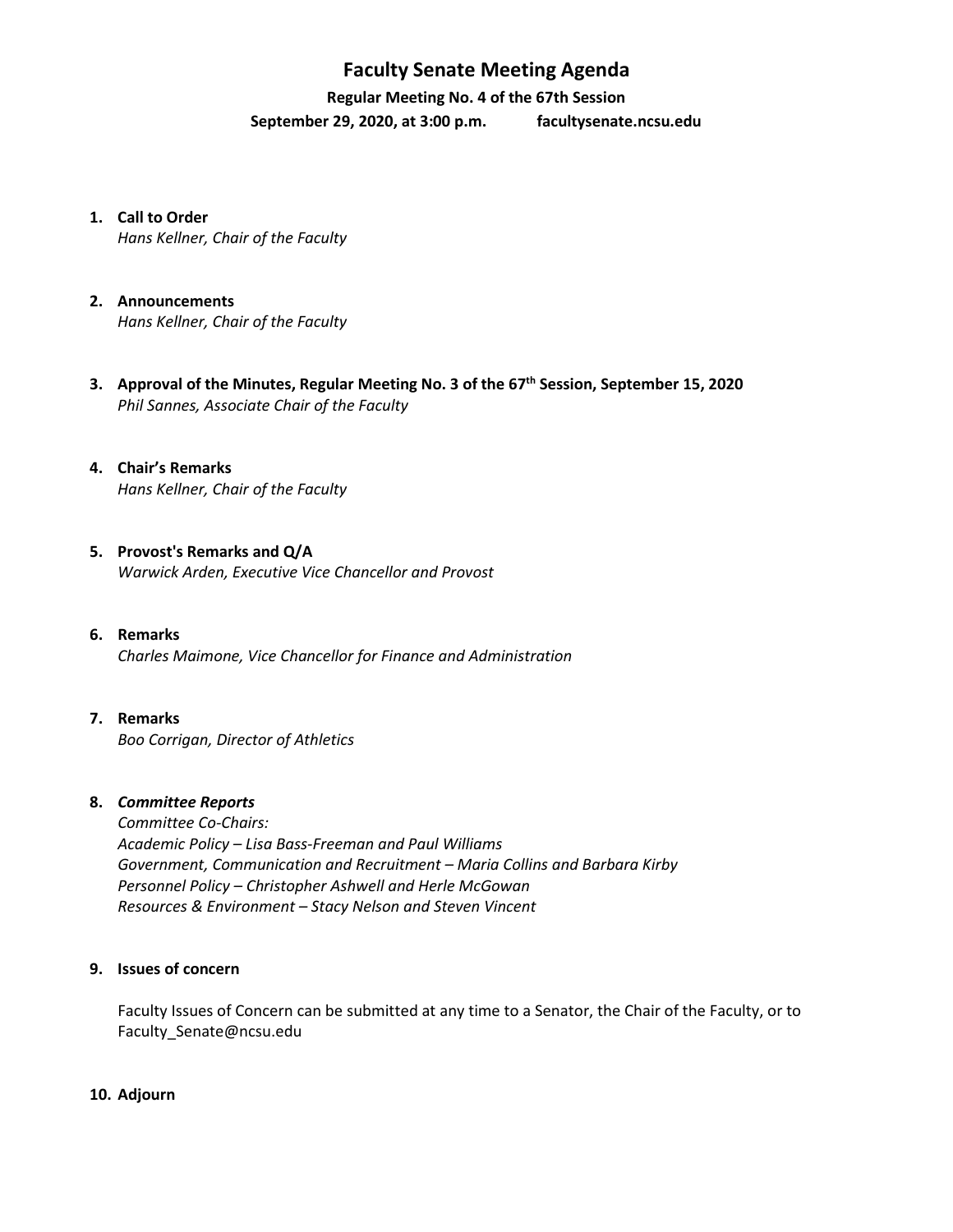# Faculty Senate Meeting Agenda

**Regular Meeting No. 4 of the 67th Session**

**September 29, 2020, at 3:00 p.m. facultysenate.ncsu.edu**

1. **Call to Order**
   *Hans Kellner, Chair of the Faculty*

2. **Announcements**
   *Hans Kellner, Chair of the Faculty*

3. **Approval of the Minutes, Regular Meeting No. 3 of the 67th Session, September 15, 2020**
   *Phil Sannes, Associate Chair of the Faculty*

4. **Chair's Remarks**
   *Hans Kellner, Chair of the Faculty*

5. **Provost's Remarks and Q/A**
   *Warwick Arden, Executive Vice Chancellor and Provost*

6. **Remarks**
   *Charles Maimone, Vice Chancellor for Finance and Administration*

7. **Remarks**
   *Boo Corrigan, Director of Athletics*

8. ***Committee Reports***
   *Committee Co-Chairs:*
   *Academic Policy – Lisa Bass-Freeman and Paul Williams*
   *Government, Communication and Recruitment – Maria Collins and Barbara Kirby*
   *Personnel Policy – Christopher Ashwell and Herle McGowan*
   *Resources & Environment – Stacy Nelson and Steven Vincent*

9. **Issues of concern**

   Faculty Issues of Concern can be submitted at any time to a Senator, the Chair of the Faculty, or to Faculty_Senate@ncsu.edu

10. **Adjourn**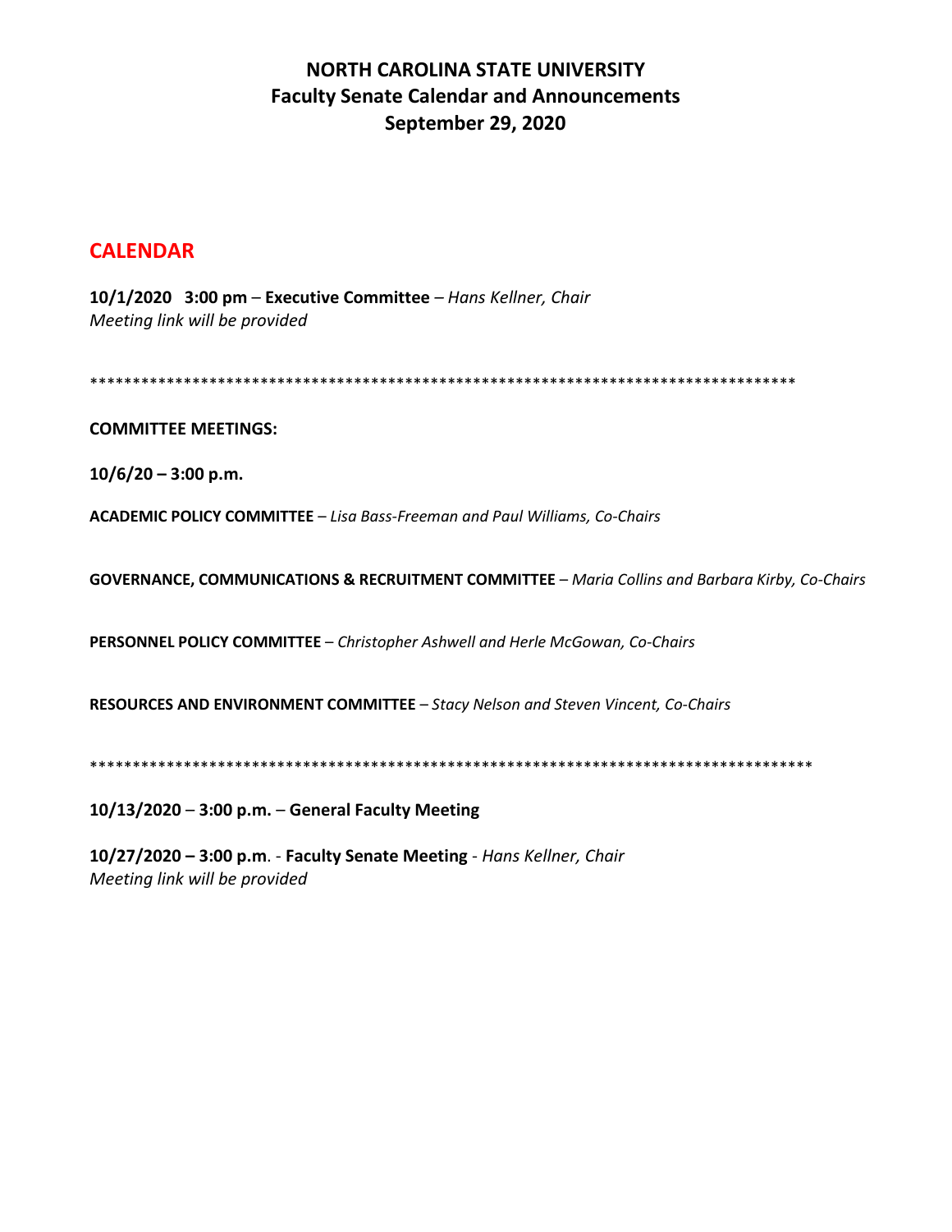# NORTH CAROLINA STATE UNIVERSITY
## Faculty Senate Calendar and Announcements
## September 29, 2020

## CALENDAR

**10/1/2020 3:00 pm** – **Executive Committee** – *Hans Kellner, Chair*
*Meeting link will be provided*

************************************************************************************

**COMMITTEE MEETINGS:**

**10/6/20 – 3:00 p.m.**

**ACADEMIC POLICY COMMITTEE** – *Lisa Bass-Freeman and Paul Williams, Co-Chairs*

**GOVERNANCE, COMMUNICATIONS & RECRUITMENT COMMITTEE** – *Maria Collins and Barbara Kirby, Co-Chairs*

**PERSONNEL POLICY COMMITTEE** – *Christopher Ashwell and Herle McGowan, Co-Chairs*

**RESOURCES AND ENVIRONMENT COMMITTEE** – *Stacy Nelson and Steven Vincent, Co-Chairs*

************************************************************************************

**10/13/2020** – **3:00 p.m.** – **General Faculty Meeting**

**10/27/2020 – 3:00 p.m**. - **Faculty Senate Meeting** - *Hans Kellner, Chair*
*Meeting link will be provided*